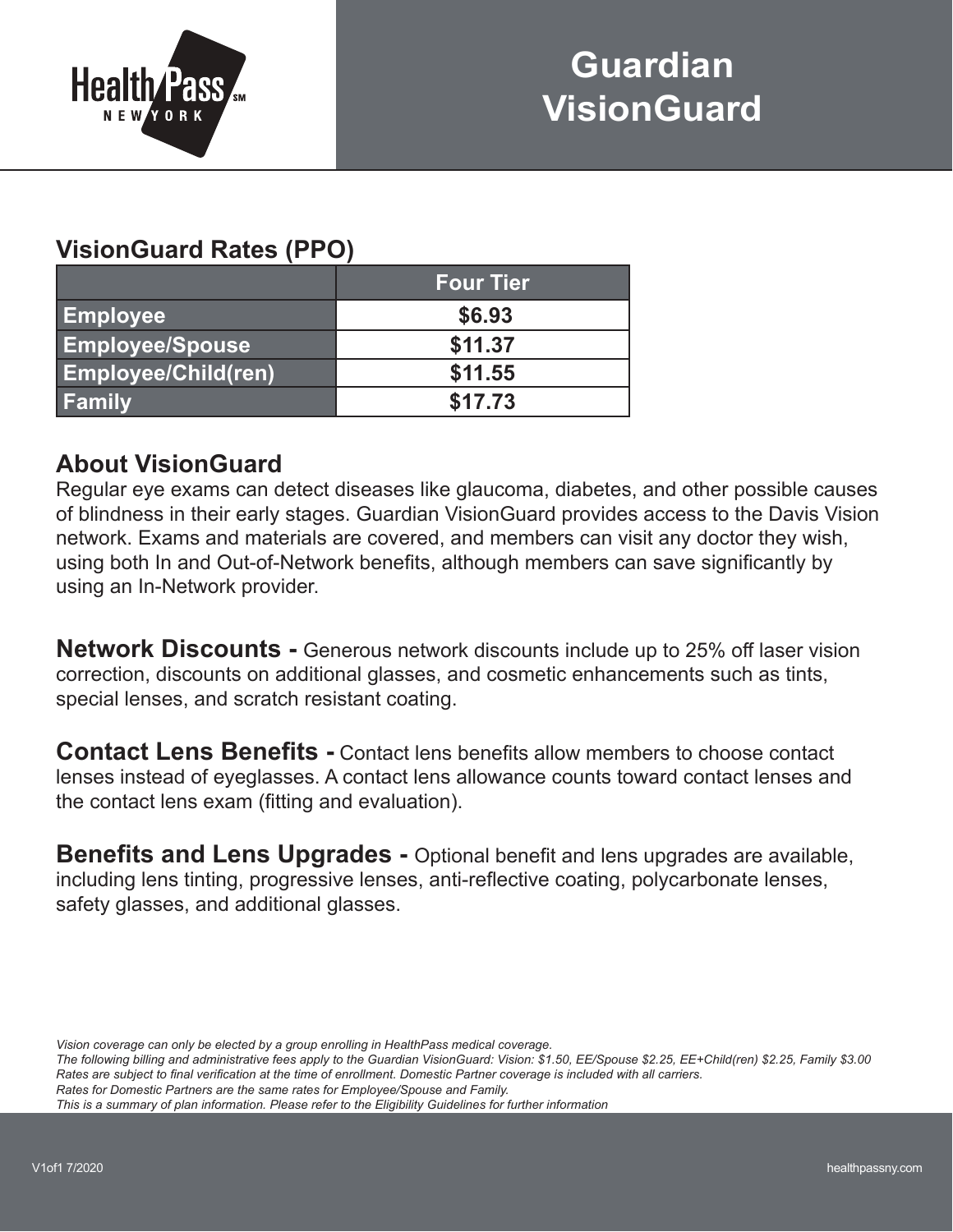HealthPass NEW YORK

# Guardian VisionGuard

## VisionGuard Rates (PPO)

| | Four Tier |
|---|---|
| **Employee** | **$6.93** |
| **Employee/Spouse** | **$11.37** |
| **Employee/Child(ren)** | **$11.55** |
| **Family** | **$17.73** |

## About VisionGuard

Regular eye exams can detect diseases like glaucoma, diabetes, and other possible causes of blindness in their early stages. Guardian VisionGuard provides access to the Davis Vision network. Exams and materials are covered, and members can visit any doctor they wish, using both In and Out-of-Network benefits, although members can save significantly by using an In-Network provider.

**Network Discounts -** Generous network discounts include up to 25% off laser vision correction, discounts on additional glasses, and cosmetic enhancements such as tints, special lenses, and scratch resistant coating.

**Contact Lens Benefits -** Contact lens benefits allow members to choose contact lenses instead of eyeglasses. A contact lens allowance counts toward contact lenses and the contact lens exam (fitting and evaluation).

**Benefits and Lens Upgrades -** Optional benefit and lens upgrades are available, including lens tinting, progressive lenses, anti-reflective coating, polycarbonate lenses, safety glasses, and additional glasses.

*Vision coverage can only be elected by a group enrolling in HealthPass medical coverage.*
*The following billing and administrative fees apply to the Guardian VisionGuard: Vision: $1.50, EE/Spouse $2.25, EE+Child(ren) $2.25, Family $3.00*
*Rates are subject to final verification at the time of enrollment. Domestic Partner coverage is included with all carriers.*
*Rates for Domestic Partners are the same rates for Employee/Spouse and Family.*
*This is a summary of plan information. Please refer to the Eligibility Guidelines for further information*

V1of1 7/2020

healthpassny.com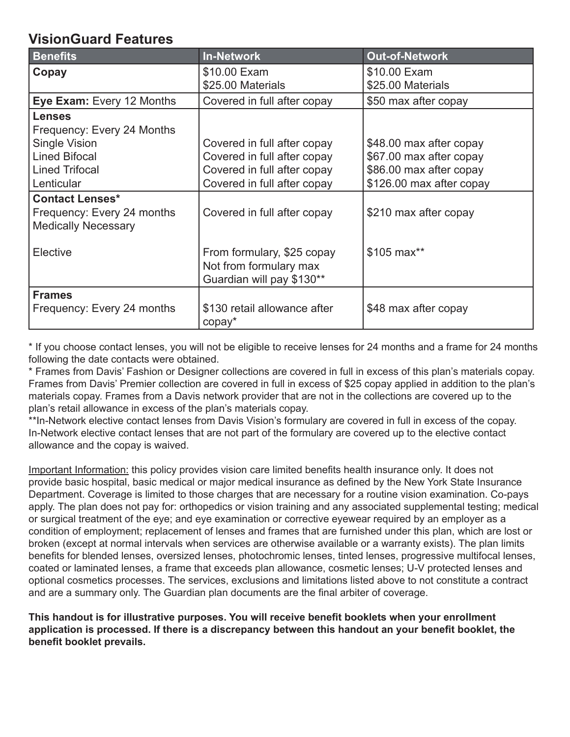## VisionGuard Features

| Benefits | In-Network | Out-of-Network |
| --- | --- | --- |
| **Copay** | $10.00 Exam<br>$25.00 Materials | $10.00 Exam<br>$25.00 Materials |
| **Eye Exam:** Every 12 Months | Covered in full after copay | $50 max after copay |
| **Lenses**<br>Frequency: Every 24 Months | | |
| Single Vision | Covered in full after copay | $48.00 max after copay |
| Lined Bifocal | Covered in full after copay | $67.00 max after copay |
| Lined Trifocal | Covered in full after copay | $86.00 max after copay |
| Lenticular | Covered in full after copay | $126.00 max after copay |
| **Contact Lenses***<br>Frequency: Every 24 months<br>Medically Necessary | Covered in full after copay | $210 max after copay |
| Elective | From formulary, $25 copay<br>Not from formulary max Guardian will pay $130** | $105 max** |
| **Frames**<br>Frequency: Every 24 months | $130 retail allowance after copay* | $48 max after copay |

* If you choose contact lenses, you will not be eligible to receive lenses for 24 months and a frame for 24 months following the date contacts were obtained.
* Frames from Davis' Fashion or Designer collections are covered in full in excess of this plan's materials copay. Frames from Davis' Premier collection are covered in full in excess of $25 copay applied in addition to the plan's materials copay. Frames from a Davis network provider that are not in the collections are covered up to the plan's retail allowance in excess of the plan's materials copay.
**In-Network elective contact lenses from Davis Vision's formulary are covered in full in excess of the copay. In-Network elective contact lenses that are not part of the formulary are covered up to the elective contact allowance and the copay is waived.

Important Information: this policy provides vision care limited benefits health insurance only. It does not provide basic hospital, basic medical or major medical insurance as defined by the New York State Insurance Department. Coverage is limited to those charges that are necessary for a routine vision examination. Co-pays apply. The plan does not pay for: orthopedics or vision training and any associated supplemental testing; medical or surgical treatment of the eye; and eye examination or corrective eyewear required by an employer as a condition of employment; replacement of lenses and frames that are furnished under this plan, which are lost or broken (except at normal intervals when services are otherwise available or a warranty exists). The plan limits benefits for blended lenses, oversized lenses, photochromic lenses, tinted lenses, progressive multifocal lenses, coated or laminated lenses, a frame that exceeds plan allowance, cosmetic lenses; U-V protected lenses and optional cosmetics processes. The services, exclusions and limitations listed above to not constitute a contract and are a summary only. The Guardian plan documents are the final arbiter of coverage.

**This handout is for illustrative purposes. You will receive benefit booklets when your enrollment application is processed. If there is a discrepancy between this handout an your benefit booklet, the benefit booklet prevails.**